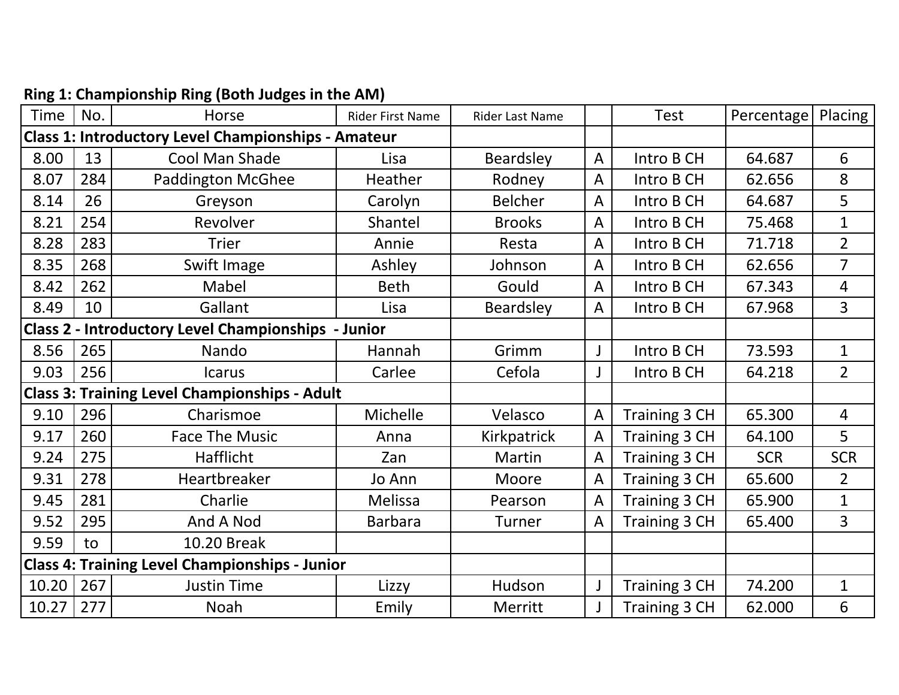**Ring 1: Championship Ring (Both Judges in the AM)**

| Time | No. | Horse | Rider First Name | Rider Last Name | | Test | Percentage | Placing |
|---|---|---|---|---|---|---|---|---|
| **Class 1: Introductory Level Championships - Amateur** | | | | | | | | |
| 8.00 | 13 | Cool Man Shade | Lisa | Beardsley | A | Intro B CH | 64.687 | 6 |
| 8.07 | 284 | Paddington McGhee | Heather | Rodney | A | Intro B CH | 62.656 | 8 |
| 8.14 | 26 | Greyson | Carolyn | Belcher | A | Intro B CH | 64.687 | 5 |
| 8.21 | 254 | Revolver | Shantel | Brooks | A | Intro B CH | 75.468 | 1 |
| 8.28 | 283 | Trier | Annie | Resta | A | Intro B CH | 71.718 | 2 |
| 8.35 | 268 | Swift Image | Ashley | Johnson | A | Intro B CH | 62.656 | 7 |
| 8.42 | 262 | Mabel | Beth | Gould | A | Intro B CH | 67.343 | 4 |
| 8.49 | 10 | Gallant | Lisa | Beardsley | A | Intro B CH | 67.968 | 3 |
| **Class 2 - Introductory Level Championships - Junior** | | | | | | | | |
| 8.56 | 265 | Nando | Hannah | Grimm | J | Intro B CH | 73.593 | 1 |
| 9.03 | 256 | Icarus | Carlee | Cefola | J | Intro B CH | 64.218 | 2 |
| **Class 3: Training Level Championships - Adult** | | | | | | | | |
| 9.10 | 296 | Charismoe | Michelle | Velasco | A | Training 3 CH | 65.300 | 4 |
| 9.17 | 260 | Face The Music | Anna | Kirkpatrick | A | Training 3 CH | 64.100 | 5 |
| 9.24 | 275 | Hafflicht | Zan | Martin | A | Training 3 CH | SCR | SCR |
| 9.31 | 278 | Heartbreaker | Jo Ann | Moore | A | Training 3 CH | 65.600 | 2 |
| 9.45 | 281 | Charlie | Melissa | Pearson | A | Training 3 CH | 65.900 | 1 |
| 9.52 | 295 | And A Nod | Barbara | Turner | A | Training 3 CH | 65.400 | 3 |
| 9.59 | to | 10.20 Break | | | | | | |
| **Class 4: Training Level Championships - Junior** | | | | | | | | |
| 10.20 | 267 | Justin Time | Lizzy | Hudson | J | Training 3 CH | 74.200 | 1 |
| 10.27 | 277 | Noah | Emily | Merritt | J | Training 3 CH | 62.000 | 6 |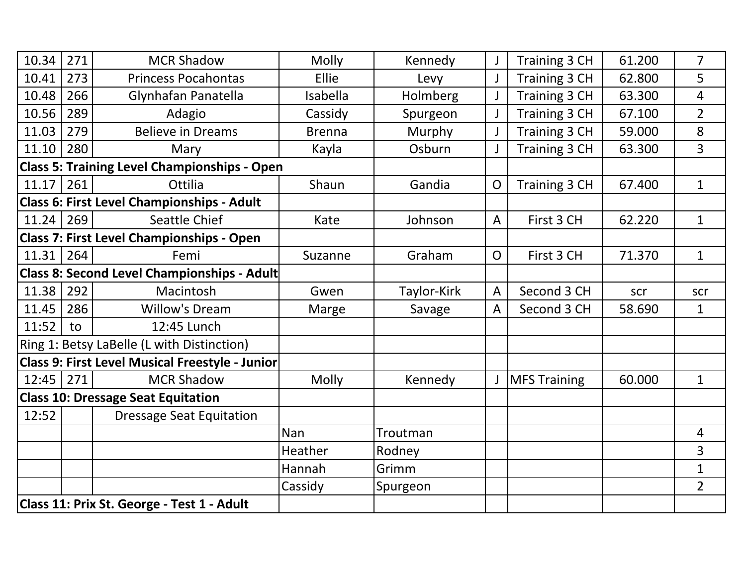| | | | | | | | | |
|---|---|---|---|---|---|---|---|---|
| 10.34 | 271 | MCR Shadow | Molly | Kennedy | J | Training 3 CH | 61.200 | 7 |
| 10.41 | 273 | Princess Pocahontas | Ellie | Levy | J | Training 3 CH | 62.800 | 5 |
| 10.48 | 266 | Glynhafan Panatella | Isabella | Holmberg | J | Training 3 CH | 63.300 | 4 |
| 10.56 | 289 | Adagio | Cassidy | Spurgeon | J | Training 3 CH | 67.100 | 2 |
| 11.03 | 279 | Believe in Dreams | Brenna | Murphy | J | Training 3 CH | 59.000 | 8 |
| 11.10 | 280 | Mary | Kayla | Osburn | J | Training 3 CH | 63.300 | 3 |
| **Class 5: Training Level Championships - Open** | | | | | | | | |
| 11.17 | 261 | Ottilia | Shaun | Gandia | O | Training 3 CH | 67.400 | 1 |
| **Class 6: First Level Championships - Adult** | | | | | | | | |
| 11.24 | 269 | Seattle Chief | Kate | Johnson | A | First 3 CH | 62.220 | 1 |
| **Class 7: First Level Championships - Open** | | | | | | | | |
| 11.31 | 264 | Femi | Suzanne | Graham | O | First 3 CH | 71.370 | 1 |
| **Class 8: Second Level Championships - Adult** | | | | | | | | |
| 11.38 | 292 | Macintosh | Gwen | Taylor-Kirk | A | Second 3 CH | scr | scr |
| 11.45 | 286 | Willow's Dream | Marge | Savage | A | Second 3 CH | 58.690 | 1 |
| 11:52 | to | 12:45 Lunch | | | | | | |
| Ring 1: Betsy LaBelle (L with Distinction) | | | | | | | | |
| **Class 9: First Level Musical Freestyle - Junior** | | | | | | | | |
| 12:45 | 271 | MCR Shadow | Molly | Kennedy | J | MFS Training | 60.000 | 1 |
| **Class 10: Dressage Seat Equitation** | | | | | | | | |
| 12:52 | | Dressage Seat Equitation | | | | | | |
| | | | Nan | Troutman | | | | 4 |
| | | | Heather | Rodney | | | | 3 |
| | | | Hannah | Grimm | | | | 1 |
| | | | Cassidy | Spurgeon | | | | 2 |
| **Class 11: Prix St. George - Test 1 - Adult** | | | | | | | | |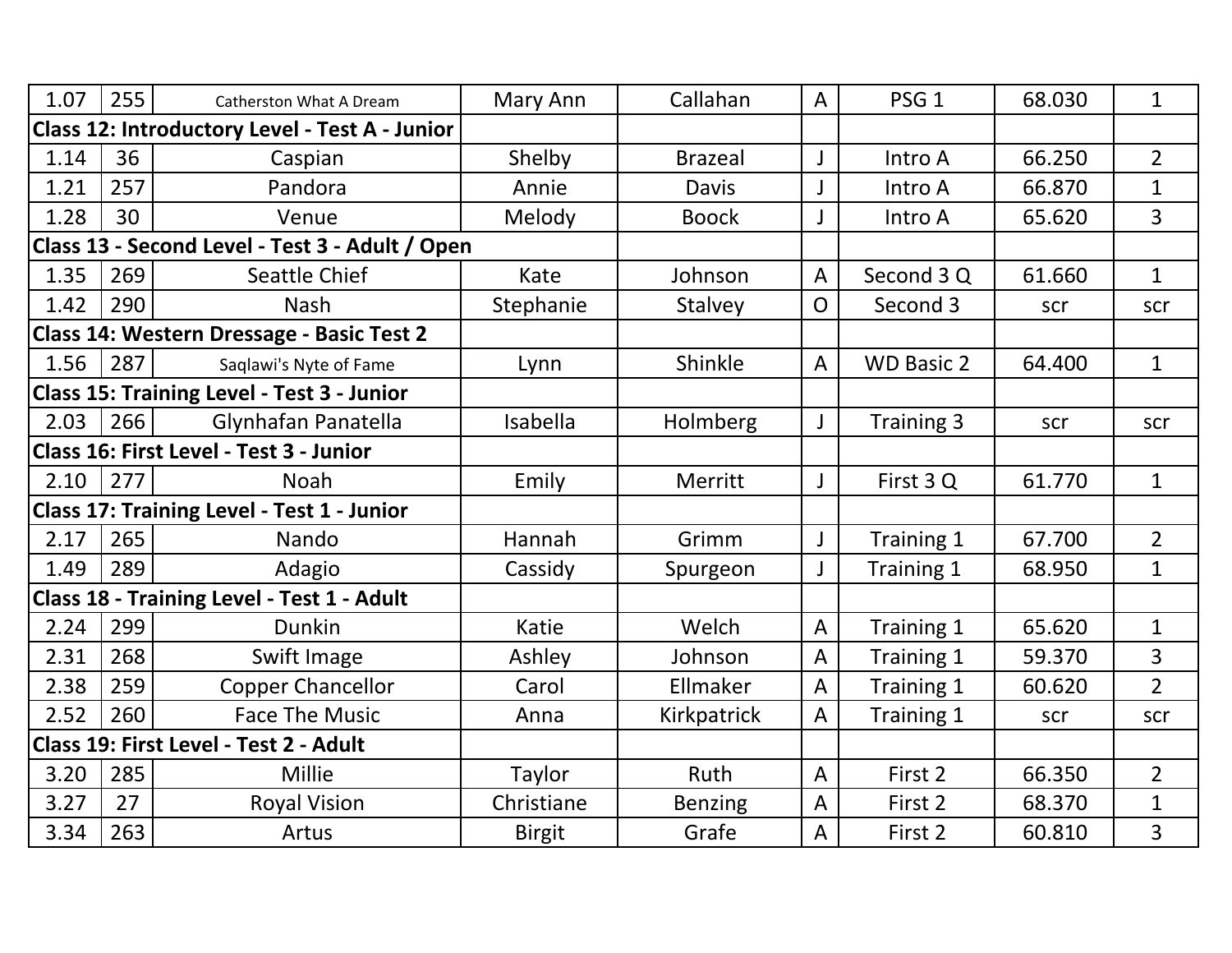| | | | | | | | | |
|---|---|---|---|---|---|---|---|---|
| 1.07 | 255 | Catherston What A Dream | Mary Ann | Callahan | A | PSG 1 | 68.030 | 1 |
| **Class 12: Introductory Level - Test A - Junior** | | | | | | | | |
| 1.14 | 36 | Caspian | Shelby | Brazeal | J | Intro A | 66.250 | 2 |
| 1.21 | 257 | Pandora | Annie | Davis | J | Intro A | 66.870 | 1 |
| 1.28 | 30 | Venue | Melody | Boock | J | Intro A | 65.620 | 3 |
| **Class 13 - Second Level - Test 3 - Adult / Open** | | | | | | | | |
| 1.35 | 269 | Seattle Chief | Kate | Johnson | A | Second 3 Q | 61.660 | 1 |
| 1.42 | 290 | Nash | Stephanie | Stalvey | O | Second 3 | scr | scr |
| **Class 14: Western Dressage - Basic Test 2** | | | | | | | | |
| 1.56 | 287 | Saqlawi's Nyte of Fame | Lynn | Shinkle | A | WD Basic 2 | 64.400 | 1 |
| **Class 15: Training Level - Test 3 - Junior** | | | | | | | | |
| 2.03 | 266 | Glynhafan Panatella | Isabella | Holmberg | J | Training 3 | scr | scr |
| **Class 16: First Level - Test 3 - Junior** | | | | | | | | |
| 2.10 | 277 | Noah | Emily | Merritt | J | First 3 Q | 61.770 | 1 |
| **Class 17: Training Level - Test 1 - Junior** | | | | | | | | |
| 2.17 | 265 | Nando | Hannah | Grimm | J | Training 1 | 67.700 | 2 |
| 1.49 | 289 | Adagio | Cassidy | Spurgeon | J | Training 1 | 68.950 | 1 |
| **Class 18 - Training Level - Test 1 - Adult** | | | | | | | | |
| 2.24 | 299 | Dunkin | Katie | Welch | A | Training 1 | 65.620 | 1 |
| 2.31 | 268 | Swift Image | Ashley | Johnson | A | Training 1 | 59.370 | 3 |
| 2.38 | 259 | Copper Chancellor | Carol | Ellmaker | A | Training 1 | 60.620 | 2 |
| 2.52 | 260 | Face The Music | Anna | Kirkpatrick | A | Training 1 | scr | scr |
| **Class 19: First Level - Test 2 - Adult** | | | | | | | | |
| 3.20 | 285 | Millie | Taylor | Ruth | A | First 2 | 66.350 | 2 |
| 3.27 | 27 | Royal Vision | Christiane | Benzing | A | First 2 | 68.370 | 1 |
| 3.34 | 263 | Artus | Birgit | Grafe | A | First 2 | 60.810 | 3 |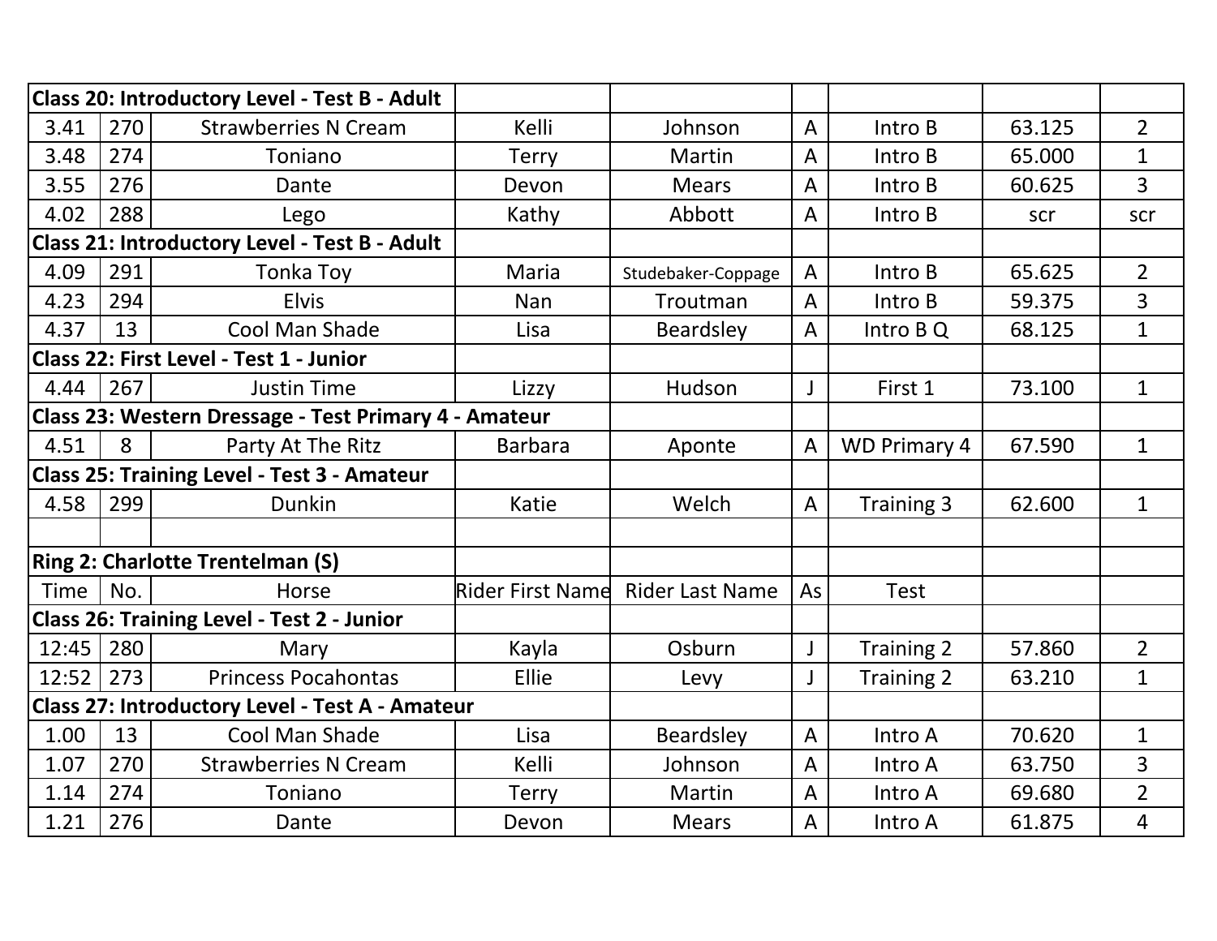| Class 20: Introductory Level - Test B - Adult | | | | | | | | |
|---|---|---|---|---|---|---|---|---|
| 3.41 | 270 | Strawberries N Cream | Kelli | Johnson | A | Intro B | 63.125 | 2 |
| 3.48 | 274 | Toniano | Terry | Martin | A | Intro B | 65.000 | 1 |
| 3.55 | 276 | Dante | Devon | Mears | A | Intro B | 60.625 | 3 |
| 4.02 | 288 | Lego | Kathy | Abbott | A | Intro B | scr | scr |
| **Class 21: Introductory Level - Test B - Adult** | | | | | | | | |
| 4.09 | 291 | Tonka Toy | Maria | Studebaker-Coppage | A | Intro B | 65.625 | 2 |
| 4.23 | 294 | Elvis | Nan | Troutman | A | Intro B | 59.375 | 3 |
| 4.37 | 13 | Cool Man Shade | Lisa | Beardsley | A | Intro B Q | 68.125 | 1 |
| **Class 22: First Level - Test 1 - Junior** | | | | | | | | |
| 4.44 | 267 | Justin Time | Lizzy | Hudson | J | First 1 | 73.100 | 1 |
| **Class 23: Western Dressage - Test Primary 4 - Amateur** | | | | | | | | |
| 4.51 | 8 | Party At The Ritz | Barbara | Aponte | A | WD Primary 4 | 67.590 | 1 |
| **Class 25: Training Level - Test 3 - Amateur** | | | | | | | | |
| 4.58 | 299 | Dunkin | Katie | Welch | A | Training 3 | 62.600 | 1 |
| | | | | | | | | |
| **Ring 2: Charlotte Trentelman (S)** | | | | | | | | |
| Time | No. | Horse | Rider First Name | Rider Last Name | As | Test | | |
| **Class 26: Training Level - Test 2 - Junior** | | | | | | | | |
| 12:45 | 280 | Mary | Kayla | Osburn | J | Training 2 | 57.860 | 2 |
| 12:52 | 273 | Princess Pocahontas | Ellie | Levy | J | Training 2 | 63.210 | 1 |
| **Class 27: Introductory Level - Test A - Amateur** | | | | | | | | |
| 1.00 | 13 | Cool Man Shade | Lisa | Beardsley | A | Intro A | 70.620 | 1 |
| 1.07 | 270 | Strawberries N Cream | Kelli | Johnson | A | Intro A | 63.750 | 3 |
| 1.14 | 274 | Toniano | Terry | Martin | A | Intro A | 69.680 | 2 |
| 1.21 | 276 | Dante | Devon | Mears | A | Intro A | 61.875 | 4 |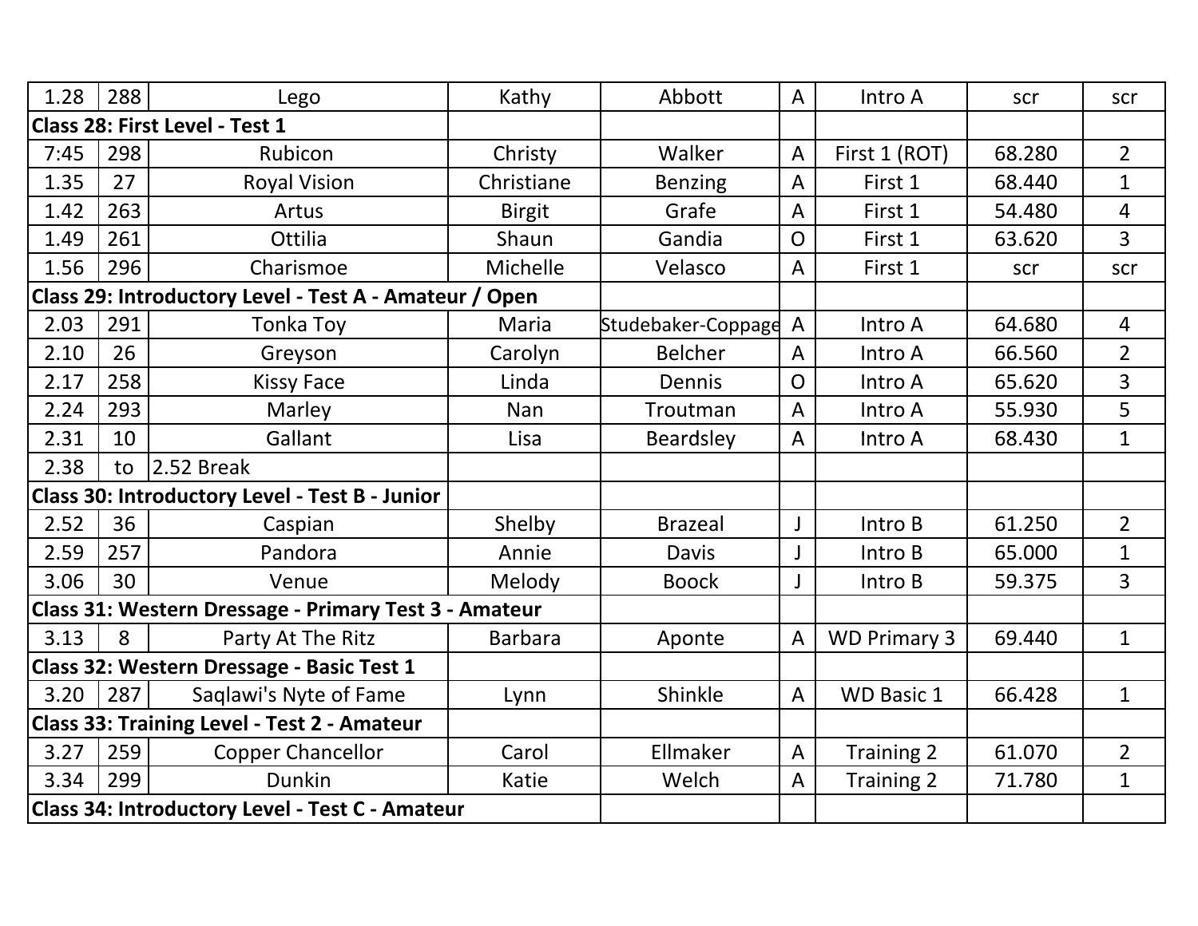| | | | | | | | | |
|---|---|---|---|---|---|---|---|---|
| 1.28 | 288 | Lego | Kathy | Abbott | A | Intro A | scr | scr |
| **Class 28: First Level - Test 1** | | | | | | | | |
| 7:45 | 298 | Rubicon | Christy | Walker | A | First 1 (ROT) | 68.280 | 2 |
| 1.35 | 27 | Royal Vision | Christiane | Benzing | A | First 1 | 68.440 | 1 |
| 1.42 | 263 | Artus | Birgit | Grafe | A | First 1 | 54.480 | 4 |
| 1.49 | 261 | Ottilia | Shaun | Gandia | O | First 1 | 63.620 | 3 |
| 1.56 | 296 | Charismoe | Michelle | Velasco | A | First 1 | scr | scr |
| **Class 29: Introductory Level - Test A - Amateur / Open** | | | | | | | | |
| 2.03 | 291 | Tonka Toy | Maria | Studebaker-Coppage | A | Intro A | 64.680 | 4 |
| 2.10 | 26 | Greyson | Carolyn | Belcher | A | Intro A | 66.560 | 2 |
| 2.17 | 258 | Kissy Face | Linda | Dennis | O | Intro A | 65.620 | 3 |
| 2.24 | 293 | Marley | Nan | Troutman | A | Intro A | 55.930 | 5 |
| 2.31 | 10 | Gallant | Lisa | Beardsley | A | Intro A | 68.430 | 1 |
| 2.38 | to | 2.52 Break | | | | | | |
| **Class 30: Introductory Level - Test B - Junior** | | | | | | | | |
| 2.52 | 36 | Caspian | Shelby | Brazeal | J | Intro B | 61.250 | 2 |
| 2.59 | 257 | Pandora | Annie | Davis | J | Intro B | 65.000 | 1 |
| 3.06 | 30 | Venue | Melody | Boock | J | Intro B | 59.375 | 3 |
| **Class 31: Western Dressage - Primary Test 3 - Amateur** | | | | | | | | |
| 3.13 | 8 | Party At The Ritz | Barbara | Aponte | A | WD Primary 3 | 69.440 | 1 |
| **Class 32: Western Dressage - Basic Test 1** | | | | | | | | |
| 3.20 | 287 | Saqlawi's Nyte of Fame | Lynn | Shinkle | A | WD Basic 1 | 66.428 | 1 |
| **Class 33: Training Level - Test 2 - Amateur** | | | | | | | | |
| 3.27 | 259 | Copper Chancellor | Carol | Ellmaker | A | Training 2 | 61.070 | 2 |
| 3.34 | 299 | Dunkin | Katie | Welch | A | Training 2 | 71.780 | 1 |
| **Class 34: Introductory Level - Test C - Amateur** | | | | | | | | |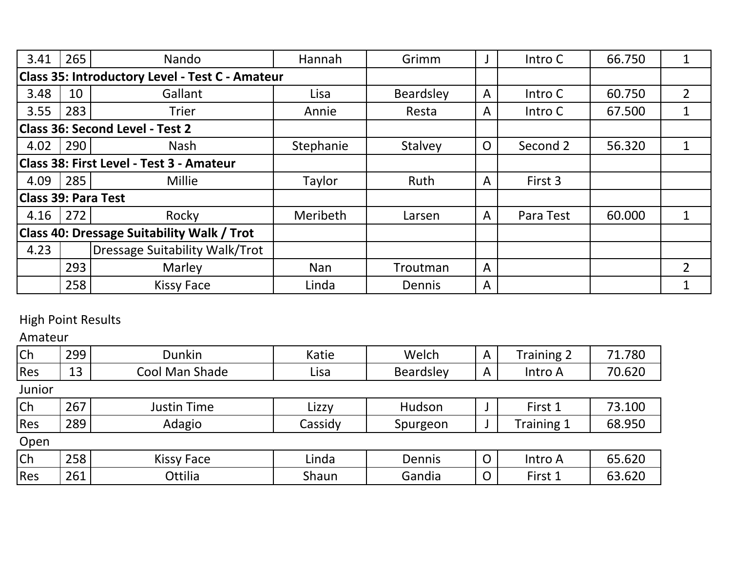| | | | | | | | | |
|---|---|---|---|---|---|---|---|---|
| 3.41 | 265 | Nando | Hannah | Grimm | J | Intro C | 66.750 | 1 |
| **Class 35: Introductory Level - Test C - Amateur** | | | | | | | | |
| 3.48 | 10 | Gallant | Lisa | Beardsley | A | Intro C | 60.750 | 2 |
| 3.55 | 283 | Trier | Annie | Resta | A | Intro C | 67.500 | 1 |
| **Class 36: Second Level - Test 2** | | | | | | | | |
| 4.02 | 290 | Nash | Stephanie | Stalvey | O | Second 2 | 56.320 | 1 |
| **Class 38: First Level - Test 3 - Amateur** | | | | | | | | |
| 4.09 | 285 | Millie | Taylor | Ruth | A | First 3 | | |
| **Class 39: Para Test** | | | | | | | | |
| 4.16 | 272 | Rocky | Meribeth | Larsen | A | Para Test | 60.000 | 1 |
| **Class 40: Dressage Suitability Walk / Trot** | | | | | | | | |
| 4.23 | | Dressage Suitability Walk/Trot | | | | | | |
| | 293 | Marley | Nan | Troutman | A | | | 2 |
| | 258 | Kissy Face | Linda | Dennis | A | | | 1 |

High Point Results

Amateur

| | | | | | | | |
|---|---|---|---|---|---|---|---|
| Ch | 299 | Dunkin | Katie | Welch | A | Training 2 | 71.780 |
| Res | 13 | Cool Man Shade | Lisa | Beardsley | A | Intro A | 70.620 |

Junior

| | | | | | | | |
|---|---|---|---|---|---|---|---|
| Ch | 267 | Justin Time | Lizzy | Hudson | J | First 1 | 73.100 |
| Res | 289 | Adagio | Cassidy | Spurgeon | J | Training 1 | 68.950 |

Open

| | | | | | | | |
|---|---|---|---|---|---|---|---|
| Ch | 258 | Kissy Face | Linda | Dennis | O | Intro A | 65.620 |
| Res | 261 | Ottilia | Shaun | Gandia | O | First 1 | 63.620 |